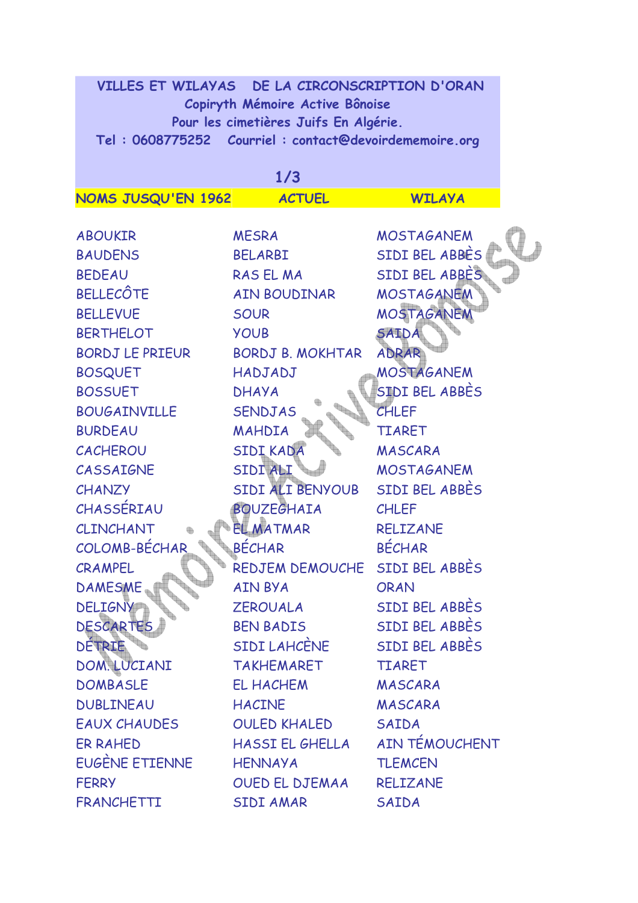# VILLES ET WILAYAS DE LA CIRCONSCRIPTION D'ORAN

**Copiryth Mémoire Active Bônoise**

**Pour les cimetières Juifs En Algérie.**

**Tel : 0608775252 Courriel : contact@devoirdememoire.org**

**1/3**

| NOMS JUSQU'EN 1962 | ACTUEL | WILAYA |
|---|---|---|
| ABOUKIR | MESRA | MOSTAGANEM |
| BAUDENS | BELARBI | SIDI BEL ABBÈS |
| BEDEAU | RAS EL MA | SIDI BEL ABBÈS |
| BELLECÔTE | AIN BOUDINAR | MOSTAGANEM |
| BELLEVUE | SOUR | MOSTAGANEM |
| BERTHELOT | YOUB | SAIDA |
| BORDJ LE PRIEUR | BORDJ B. MOKHTAR | ADRAR |
| BOSQUET | HADJADJ | MOSTAGANEM |
| BOSSUET | DHAYA | SIDI BEL ABBÈS |
| BOUGAINVILLE | SENDJAS | CHLEF |
| BURDEAU | MAHDIA | TIARET |
| CACHEROU | SIDI KADA | MASCARA |
| CASSAIGNE | SIDI ALI | MOSTAGANEM |
| CHANZY | SIDI ALI BENYOUB | SIDI BEL ABBÈS |
| CHASSÉRIAU | BOUZEGHAIA | CHLEF |
| CLINCHANT | EL MATMAR | RELIZANE |
| COLOMB-BÉCHAR | BÉCHAR | BÉCHAR |
| CRAMPEL | REDJEM DEMOUCHE | SIDI BEL ABBÈS |
| DAMESME | AIN BYA | ORAN |
| DELIGNY | ZEROUALA | SIDI BEL ABBÈS |
| DESCARTES | BEN BADIS | SIDI BEL ABBÈS |
| DÉTRIE | SIDI LAHCÈNE | SIDI BEL ABBÈS |
| DOM. LUCIANI | TAKHEMARET | TIARET |
| DOMBASLE | EL HACHEM | MASCARA |
| DUBLINEAU | HACINE | MASCARA |
| EAUX CHAUDES | OULED KHALED | SAIDA |
| ER RAHED | HASSI EL GHELLA | AIN TÉMOUCHENT |
| EUGÈNE ETIENNE | HENNAYA | TLEMCEN |
| FERRY | OUED EL DJEMAA | RELIZANE |
| FRANCHETTI | SIDI AMAR | SAIDA |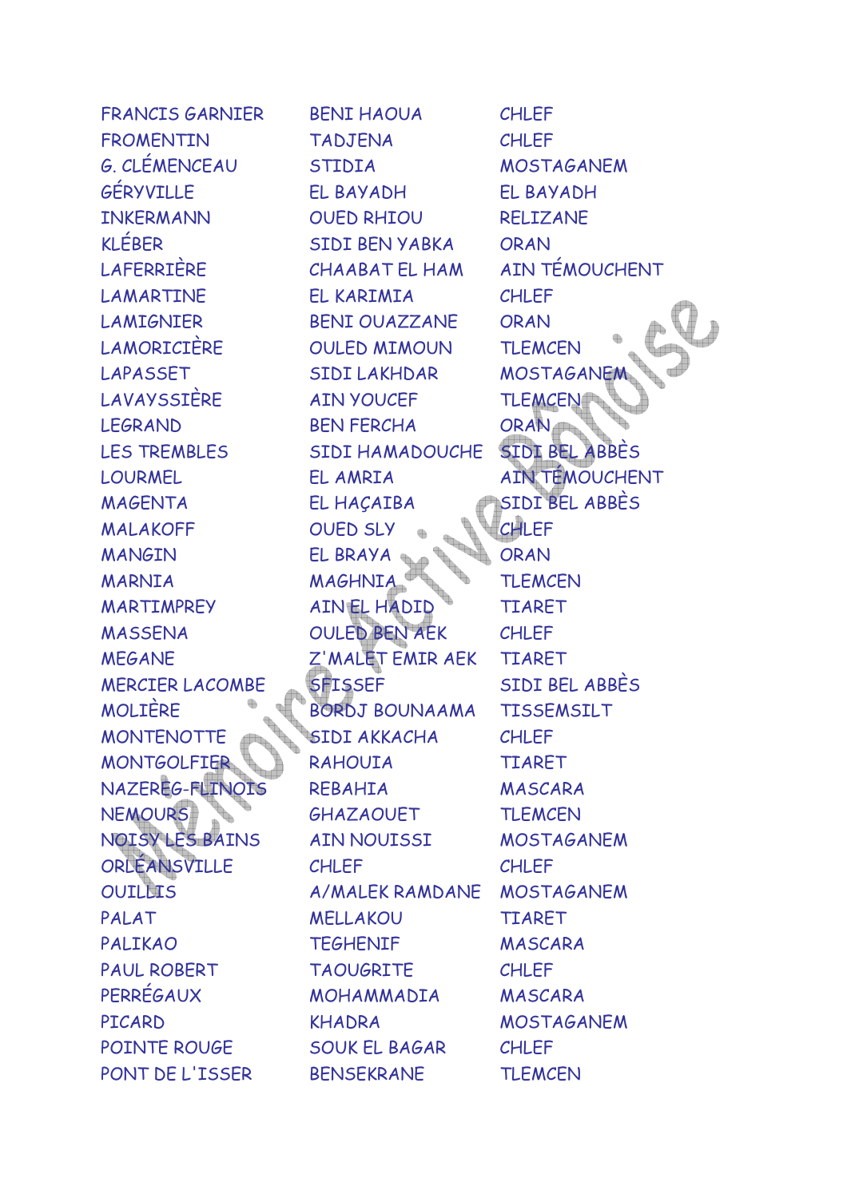| | | |
|---|---|---|
| FRANCIS GARNIER | BENI HAOUA | CHLEF |
| FROMENTIN | TADJENA | CHLEF |
| G. CLÉMENCEAU | STIDIA | MOSTAGANEM |
| GÉRYVILLE | EL BAYADH | EL BAYADH |
| INKERMANN | OUED RHIOU | RELIZANE |
| KLÉBER | SIDI BEN YABKA | ORAN |
| LAFERRIÈRE | CHAABAT EL HAM | AIN TÉMOUCHENT |
| LAMARTINE | EL KARIMIA | CHLEF |
| LAMIGNIER | BENI OUAZZANE | ORAN |
| LAMORICIÈRE | OULED MIMOUN | TLEMCEN |
| LAPASSET | SIDI LAKHDAR | MOSTAGANEM |
| LAVAYSSIÈRE | AIN YOUCEF | TLEMCEN |
| LEGRAND | BEN FERCHA | ORAN |
| LES TREMBLES | SIDI HAMADOUCHE | SIDI BEL ABBÈS |
| LOURMEL | EL AMRIA | AIN TÉMOUCHENT |
| MAGENTA | EL HAÇAIBA | SIDI BEL ABBÈS |
| MALAKOFF | OUED SLY | CHLEF |
| MANGIN | EL BRAYA | ORAN |
| MARNIA | MAGHNIA | TLEMCEN |
| MARTIMPREY | AIN EL HADID | TIARET |
| MASSENA | OULED BEN AEK | CHLEF |
| MEGANE | Z'MALET EMIR AEK | TIARET |
| MERCIER LACOMBE | SFISSEF | SIDI BEL ABBÈS |
| MOLIÈRE | BORDJ BOUNAAMA | TISSEMSILT |
| MONTENOTTE | SIDI AKKACHA | CHLEF |
| MONTGOLFIER | RAHOUIA | TIARET |
| NAZEREG-FLINOIS | REBAHIA | MASCARA |
| NEMOURS | GHAZAOUET | TLEMCEN |
| NOISY LES BAINS | AIN NOUISSI | MOSTAGANEM |
| ORLÉANSVILLE | CHLEF | CHLEF |
| OUILLIS | A/MALEK RAMDANE | MOSTAGANEM |
| PALAT | MELLAKOU | TIARET |
| PALIKAO | TEGHENIF | MASCARA |
| PAUL ROBERT | TAOUGRITE | CHLEF |
| PERRÉGAUX | MOHAMMADIA | MASCARA |
| PICARD | KHADRA | MOSTAGANEM |
| POINTE ROUGE | SOUK EL BAGAR | CHLEF |
| PONT DE L'ISSER | BENSEKRANE | TLEMCEN |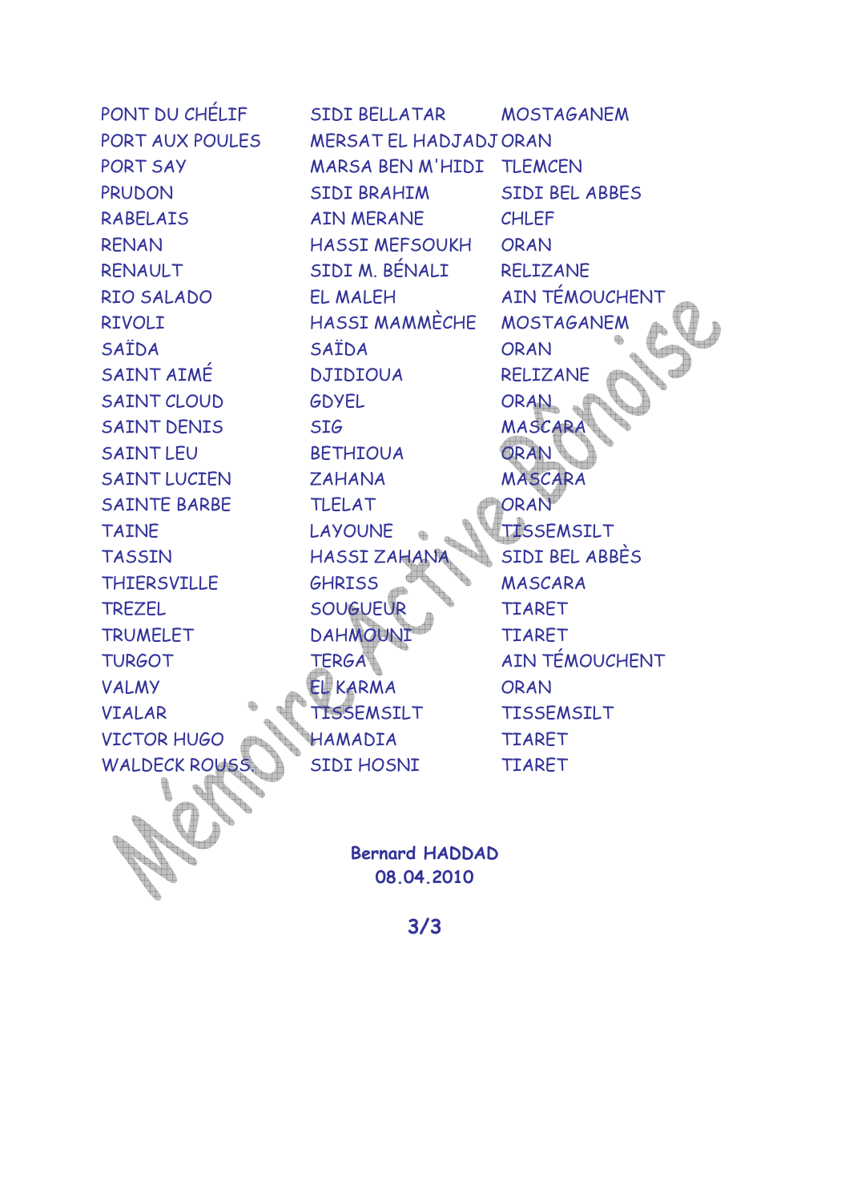| | | |
|---|---|---|
| PONT DU CHÉLIF | SIDI BELLATAR | MOSTAGANEM |
| PORT AUX POULES | MERSAT EL HADJADJ | ORAN |
| PORT SAY | MARSA BEN M'HIDI | TLEMCEN |
| PRUDON | SIDI BRAHIM | SIDI BEL ABBES |
| RABELAIS | AIN MERANE | CHLEF |
| RENAN | HASSI MEFSOUKH | ORAN |
| RENAULT | SIDI M. BÉNALI | RELIZANE |
| RIO SALADO | EL MALEH | AIN TÉMOUCHENT |
| RIVOLI | HASSI MAMMÈCHE | MOSTAGANEM |
| SAÏDA | SAÏDA | ORAN |
| SAINT AIMÉ | DJIDIOUA | RELIZANE |
| SAINT CLOUD | GDYEL | ORAN |
| SAINT DENIS | SIG | MASCARA |
| SAINT LEU | BETHIOUA | ORAN |
| SAINT LUCIEN | ZAHANA | MASCARA |
| SAINTE BARBE | TLELAT | ORAN |
| TAINE | LAYOUNE | TISSEMSILT |
| TASSIN | HASSI ZAHANA | SIDI BEL ABBÈS |
| THIERSVILLE | GHRISS | MASCARA |
| TREZEL | SOUGUEUR | TIARET |
| TRUMELET | DAHMOUNI | TIARET |
| TURGOT | TERGA | AIN TÉMOUCHENT |
| VALMY | EL KARMA | ORAN |
| VIALAR | TISSEMSILT | TISSEMSILT |
| VICTOR HUGO | HAMADIA | TIARET |
| WALDECK ROUSS. | SIDI HOSNI | TIARET |

**Bernard HADDAD**
**08.04.2010**